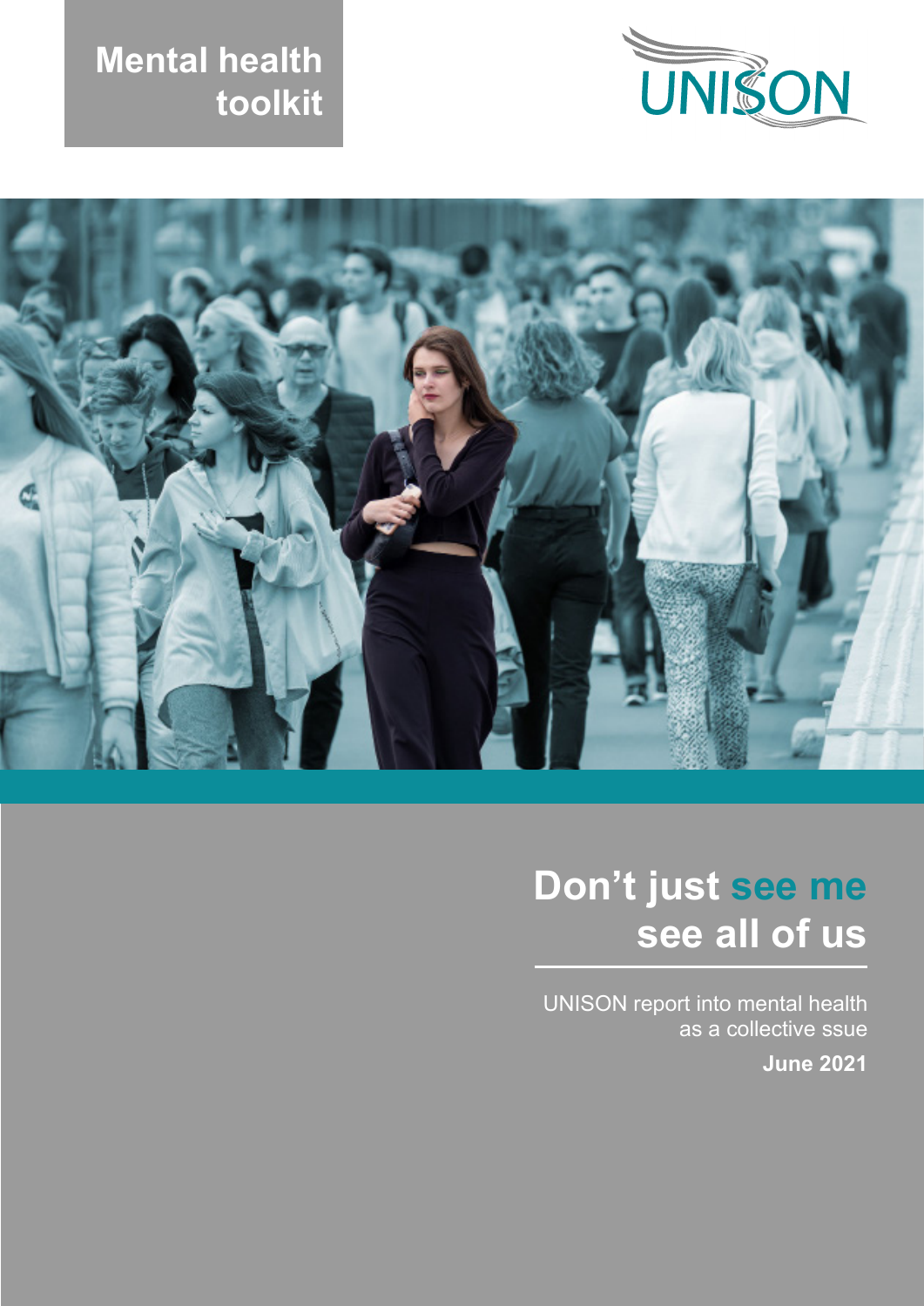**Mental health toolkit**

UNISON

# Don't just see me see all of us

UNISON report into mental health as a collective ssue

**June 2021**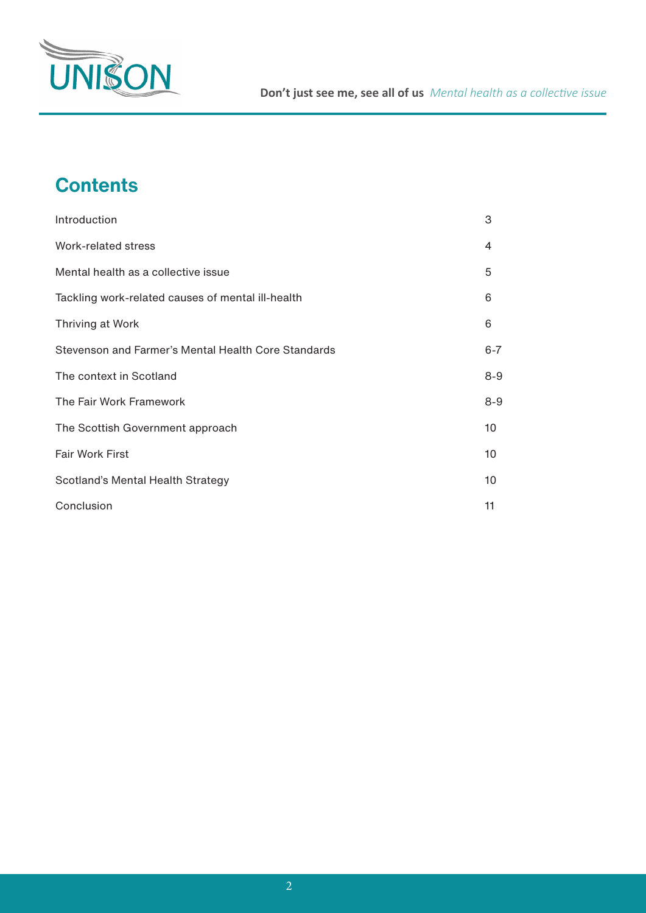## Contents

| | |
|---|---|
| Introduction | 3 |
| Work-related stress | 4 |
| Mental health as a collective issue | 5 |
| Tackling work-related causes of mental ill-health | 6 |
| Thriving at Work | 6 |
| Stevenson and Farmer's Mental Health Core Standards | 6-7 |
| The context in Scotland | 8-9 |
| The Fair Work Framework | 8-9 |
| The Scottish Government approach | 10 |
| Fair Work First | 10 |
| Scotland's Mental Health Strategy | 10 |
| Conclusion | 11 |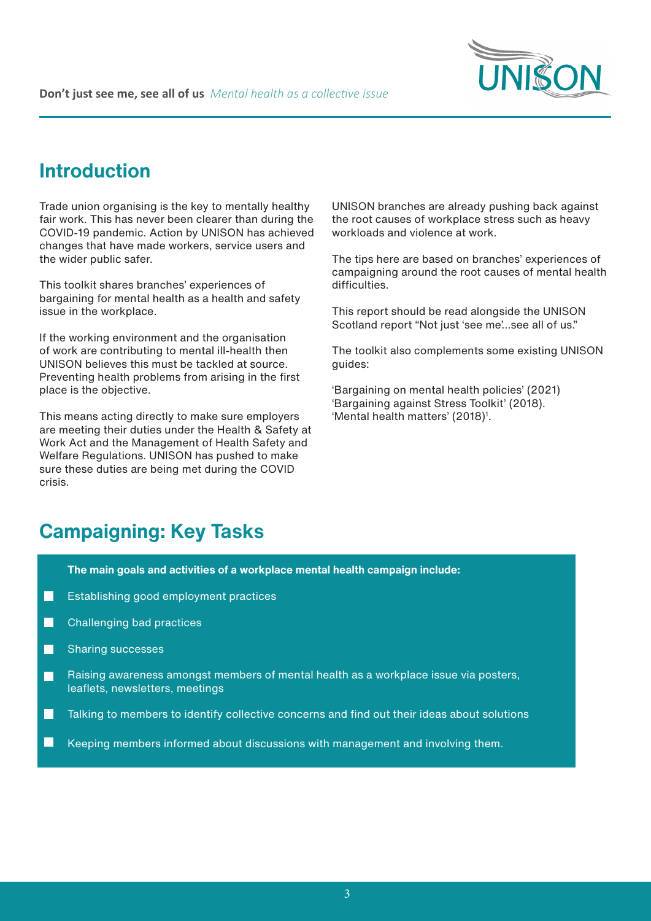## Introduction

Trade union organising is the key to mentally healthy fair work. This has never been clearer than during the COVID-19 pandemic. Action by UNISON has achieved changes that have made workers, service users and the wider public safer.

This toolkit shares branches' experiences of bargaining for mental health as a health and safety issue in the workplace.

If the working environment and the organisation of work are contributing to mental ill-health then UNISON believes this must be tackled at source. Preventing health problems from arising in the first place is the objective.

This means acting directly to make sure employers are meeting their duties under the Health & Safety at Work Act and the Management of Health Safety and Welfare Regulations. UNISON has pushed to make sure these duties are being met during the COVID crisis.

UNISON branches are already pushing back against the root causes of workplace stress such as heavy workloads and violence at work.

The tips here are based on branches' experiences of campaigning around the root causes of mental health difficulties.

This report should be read alongside the UNISON Scotland report "Not just 'see me'...see all of us."

The toolkit also complements some existing UNISON guides:

'Bargaining on mental health policies' (2021)
'Bargaining against Stress Toolkit' (2018).
'Mental health matters' (2018)[1].

## Campaigning: Key Tasks

**The main goals and activities of a workplace mental health campaign include:**

- Establishing good employment practices
- Challenging bad practices
- Sharing successes
- Raising awareness amongst members of mental health as a workplace issue via posters, leaflets, newsletters, meetings
- Talking to members to identify collective concerns and find out their ideas about solutions
- Keeping members informed about discussions with management and involving them.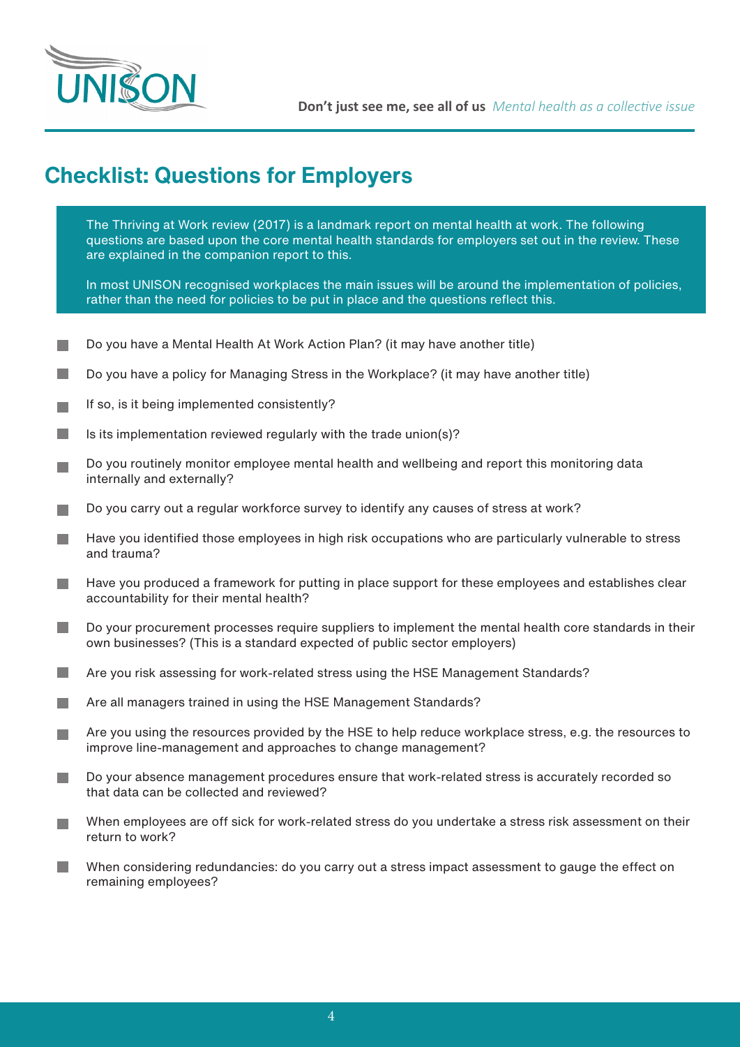# Checklist: Questions for Employers

The Thriving at Work review (2017) is a landmark report on mental health at work. The following questions are based upon the core mental health standards for employers set out in the review. These are explained in the companion report to this.

In most UNISON recognised workplaces the main issues will be around the implementation of policies, rather than the need for policies to be put in place and the questions reflect this.

- Do you have a Mental Health At Work Action Plan? (it may have another title)
- Do you have a policy for Managing Stress in the Workplace? (it may have another title)
- If so, is it being implemented consistently?
- Is its implementation reviewed regularly with the trade union(s)?
- Do you routinely monitor employee mental health and wellbeing and report this monitoring data internally and externally?
- Do you carry out a regular workforce survey to identify any causes of stress at work?
- Have you identified those employees in high risk occupations who are particularly vulnerable to stress and trauma?
- Have you produced a framework for putting in place support for these employees and establishes clear accountability for their mental health?
- Do your procurement processes require suppliers to implement the mental health core standards in their own businesses? (This is a standard expected of public sector employers)
- Are you risk assessing for work-related stress using the HSE Management Standards?
- Are all managers trained in using the HSE Management Standards?
- Are you using the resources provided by the HSE to help reduce workplace stress, e.g. the resources to improve line-management and approaches to change management?
- Do your absence management procedures ensure that work-related stress is accurately recorded so that data can be collected and reviewed?
- When employees are off sick for work-related stress do you undertake a stress risk assessment on their return to work?
- When considering redundancies: do you carry out a stress impact assessment to gauge the effect on remaining employees?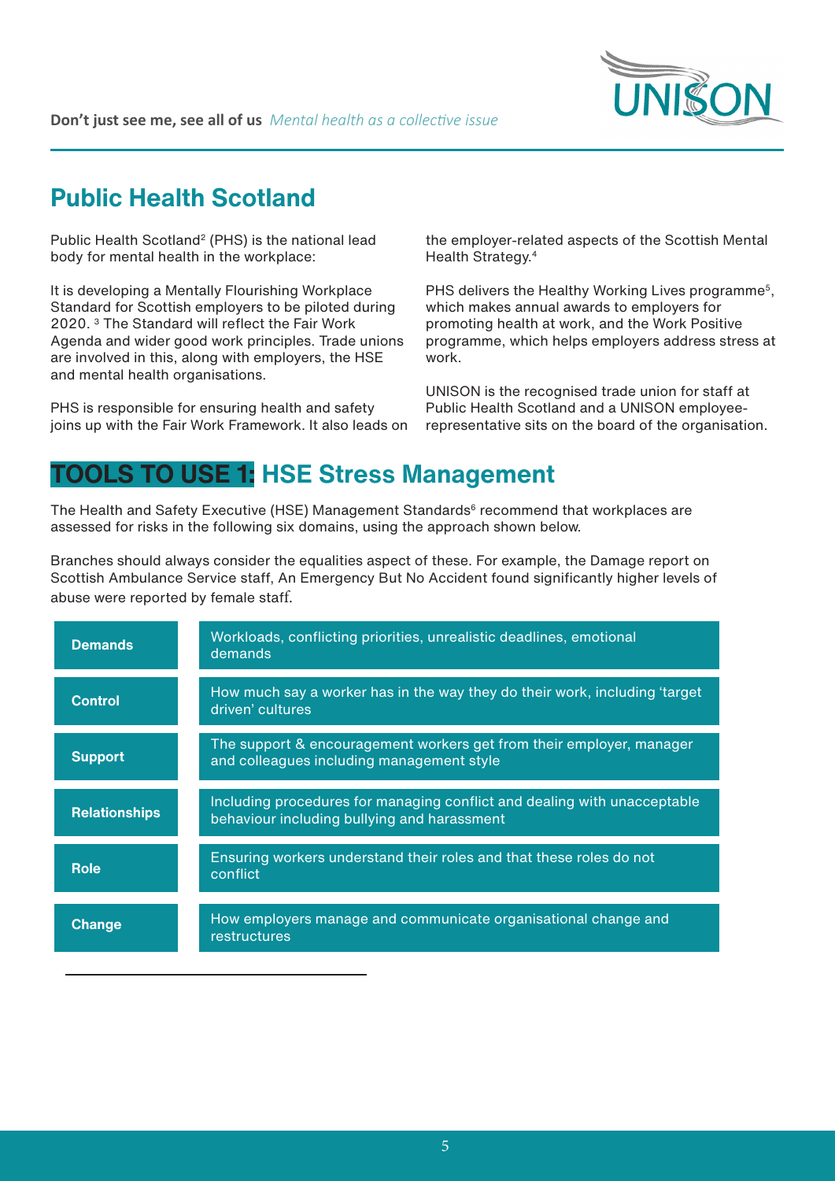## Public Health Scotland

Public Health Scotland[2] (PHS) is the national lead body for mental health in the workplace:

It is developing a Mentally Flourishing Workplace Standard for Scottish employers to be piloted during 2020. [3] The Standard will reflect the Fair Work Agenda and wider good work principles. Trade unions are involved in this, along with employers, the HSE and mental health organisations.

PHS is responsible for ensuring health and safety joins up with the Fair Work Framework. It also leads on the employer-related aspects of the Scottish Mental Health Strategy.[4]

PHS delivers the Healthy Working Lives programme[5], which makes annual awards to employers for promoting health at work, and the Work Positive programme, which helps employers address stress at work.

UNISON is the recognised trade union for staff at Public Health Scotland and a UNISON employee-representative sits on the board of the organisation.

## TOOLS TO USE 1: HSE Stress Management

The Health and Safety Executive (HSE) Management Standards[6] recommend that workplaces are assessed for risks in the following six domains, using the approach shown below.

Branches should always consider the equalities aspect of these. For example, the Damage report on Scottish Ambulance Service staff, An Emergency But No Accident found significantly higher levels of abuse were reported by female staff.

| Domain | Description |
| --- | --- |
| **Demands** | Workloads, conflicting priorities, unrealistic deadlines, emotional demands |
| **Control** | How much say a worker has in the way they do their work, including 'target driven' cultures |
| **Support** | The support & encouragement workers get from their employer, manager and colleagues including management style |
| **Relationships** | Including procedures for managing conflict and dealing with unacceptable behaviour including bullying and harassment |
| **Role** | Ensuring workers understand their roles and that these roles do not conflict |
| **Change** | How employers manage and communicate organisational change and restructures |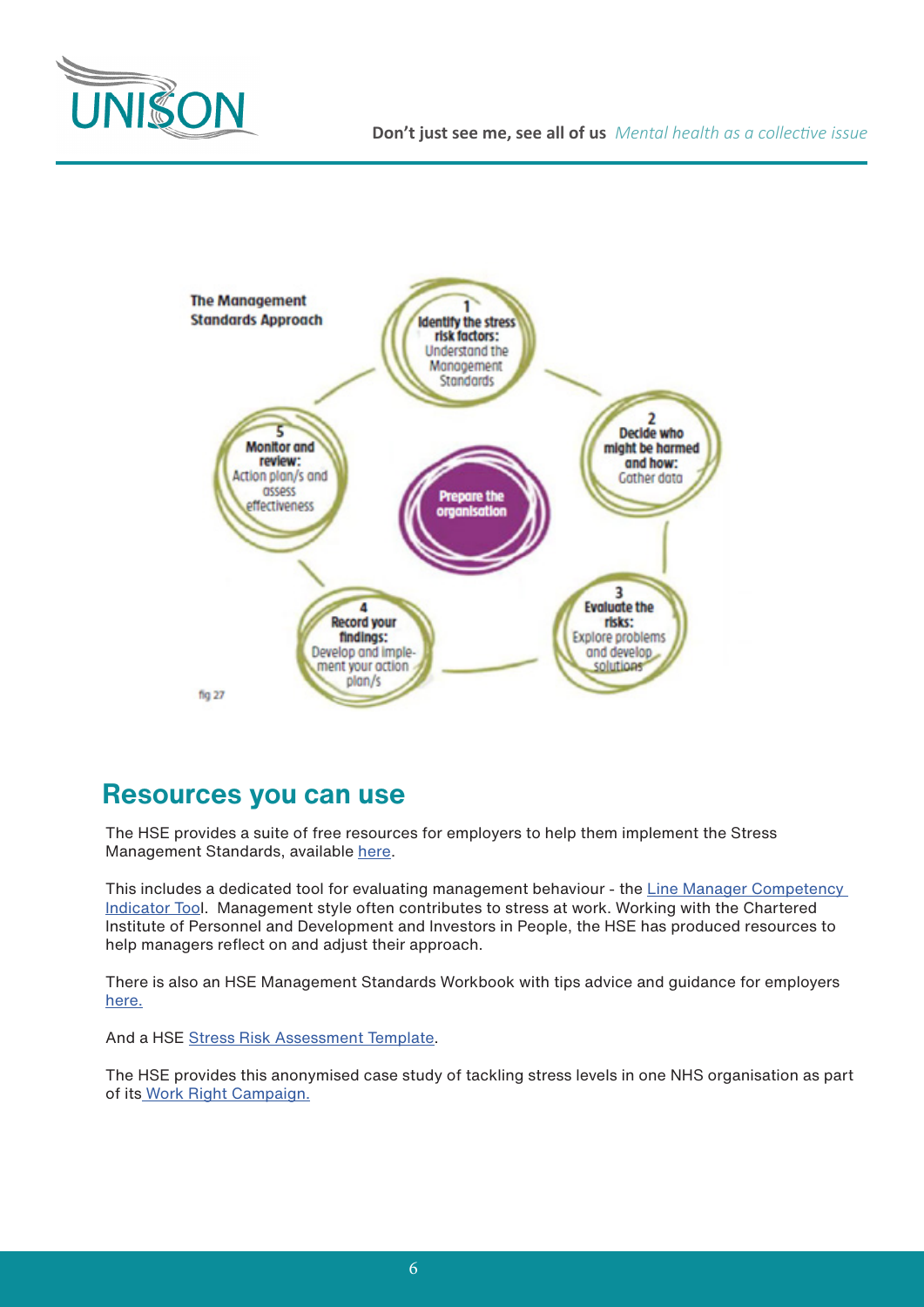**The Management Standards Approach**

**Prepare the organisation**

**1 Identify the stress risk factors:** Understand the Management Standards

**2 Decide who might be harmed and how:** Gather data

**3 Evaluate the risks:** Explore problems and develop solutions

**4 Record your findings:** Develop and implement your action plan/s

**5 Monitor and review:** Action plan/s and assess effectiveness

fig 27

## Resources you can use

The HSE provides a suite of free resources for employers to help them implement the Stress Management Standards, available [here].

This includes a dedicated tool for evaluating management behaviour - the [Line Manager Competency Indicator Tool]. Management style often contributes to stress at work. Working with the Chartered Institute of Personnel and Development and Investors in People, the HSE has produced resources to help managers reflect on and adjust their approach.

There is also an HSE Management Standards Workbook with tips advice and guidance for employers [here.]

And a HSE [Stress Risk Assessment Template].

The HSE provides this anonymised case study of tackling stress levels in one NHS organisation as part of its [Work Right Campaign.]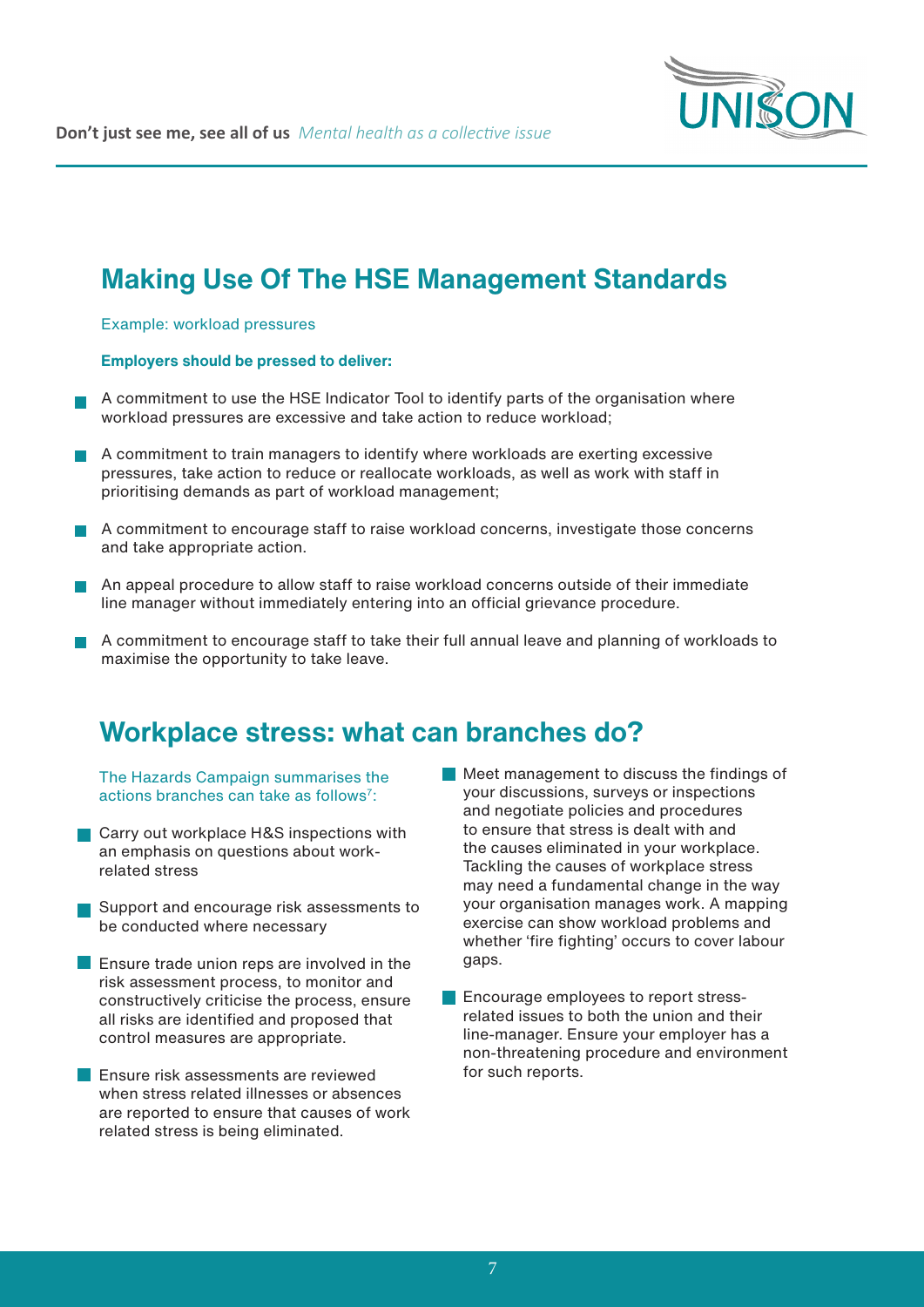## Making Use Of The HSE Management Standards

Example: workload pressures

**Employers should be pressed to deliver:**

- A commitment to use the HSE Indicator Tool to identify parts of the organisation where workload pressures are excessive and take action to reduce workload;
- A commitment to train managers to identify where workloads are exerting excessive pressures, take action to reduce or reallocate workloads, as well as work with staff in prioritising demands as part of workload management;
- A commitment to encourage staff to raise workload concerns, investigate those concerns and take appropriate action.
- An appeal procedure to allow staff to raise workload concerns outside of their immediate line manager without immediately entering into an official grievance procedure.
- A commitment to encourage staff to take their full annual leave and planning of workloads to maximise the opportunity to take leave.

## Workplace stress: what can branches do?

The Hazards Campaign summarises the actions branches can take as follows[7]:

- Carry out workplace H&S inspections with an emphasis on questions about work-related stress
- Support and encourage risk assessments to be conducted where necessary
- Ensure trade union reps are involved in the risk assessment process, to monitor and constructively criticise the process, ensure all risks are identified and proposed that control measures are appropriate.
- Ensure risk assessments are reviewed when stress related illnesses or absences are reported to ensure that causes of work related stress is being eliminated.
- Meet management to discuss the findings of your discussions, surveys or inspections and negotiate policies and procedures to ensure that stress is dealt with and the causes eliminated in your workplace. Tackling the causes of workplace stress may need a fundamental change in the way your organisation manages work. A mapping exercise can show workload problems and whether 'fire fighting' occurs to cover labour gaps.
- Encourage employees to report stress-related issues to both the union and their line-manager. Ensure your employer has a non-threatening procedure and environment for such reports.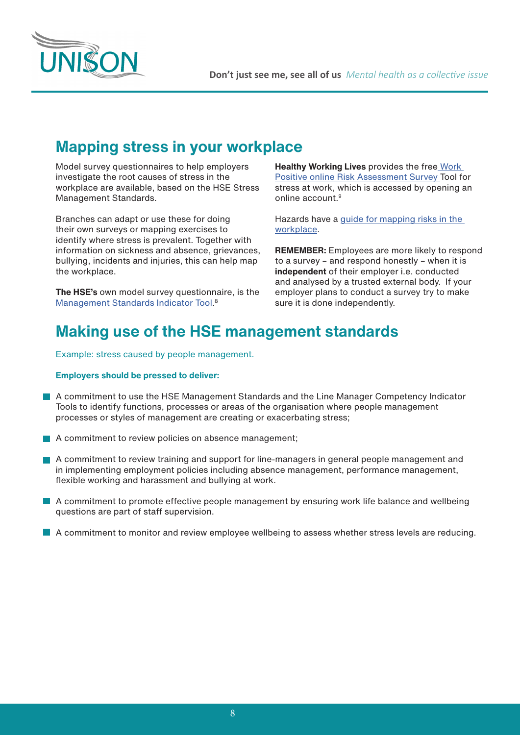## Mapping stress in your workplace

Model survey questionnaires to help employers investigate the root causes of stress in the workplace are available, based on the HSE Stress Management Standards.

Branches can adapt or use these for doing their own surveys or mapping exercises to identify where stress is prevalent. Together with information on sickness and absence, grievances, bullying, incidents and injuries, this can help map the workplace.

**The HSE's** own model survey questionnaire, is the Management Standards Indicator Tool.[8]

**Healthy Working Lives** provides the free Work Positive online Risk Assessment Survey Tool for stress at work, which is accessed by opening an online account.[9]

Hazards have a guide for mapping risks in the workplace.

**REMEMBER:** Employees are more likely to respond to a survey – and respond honestly – when it is **independent** of their employer i.e. conducted and analysed by a trusted external body. If your employer plans to conduct a survey try to make sure it is done independently.

## Making use of the HSE management standards

Example: stress caused by people management.

**Employers should be pressed to deliver:**

- A commitment to use the HSE Management Standards and the Line Manager Competency Indicator Tools to identify functions, processes or areas of the organisation where people management processes or styles of management are creating or exacerbating stress;
- A commitment to review policies on absence management;
- A commitment to review training and support for line-managers in general people management and in implementing employment policies including absence management, performance management, flexible working and harassment and bullying at work.
- A commitment to promote effective people management by ensuring work life balance and wellbeing questions are part of staff supervision.
- A commitment to monitor and review employee wellbeing to assess whether stress levels are reducing.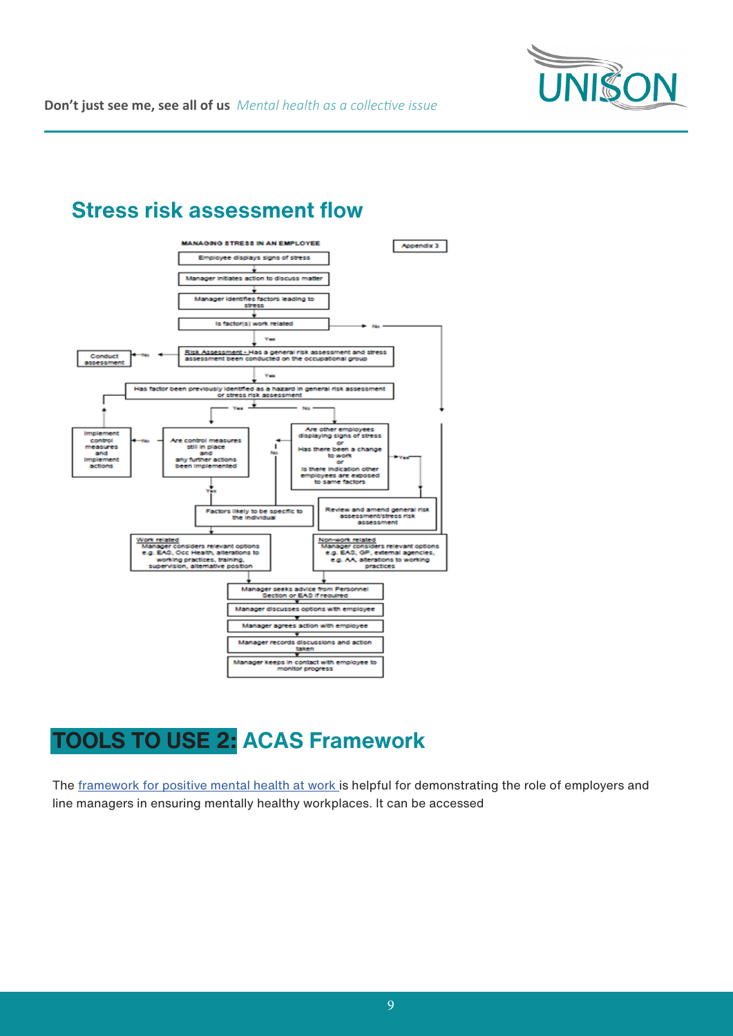## Stress risk assessment flow

MANAGING STRESS IN AN EMPLOYEE

Appendix 3

Employee displays signs of stress

Manager initiates action to discuss matter

Manager identifies factors leading to stress

Is factor(s) work related — No

Yes

Risk Assessment - Has a general risk assessment and stress assessment been conducted on the occupational group — No → Conduct assessment

Yes

Has factor been previously identified as a hazard in general risk assessment or stress risk assessment

Yes / No

Implement control measures and implement actions

Are control measures still in place and any further actions been implemented — No

Are other employees displaying signs of stress or Has there been a change to work or Is there indication other employees are exposed to same factors

Yes / No

Factors likely to be specific to the individual

Review and amend general risk assessment/stress risk assessment

Work related
Manager considers relevant options e.g. EAS, Occ Health, alterations to working practices, training, supervision, alternative position

Non-work related
Manager considers relevant options e.g. EAS, GP, external agencies, e.g. AA, alterations to working practices

Manager seeks advice from Personnel Section or EAS if required

Manager discusses options with employee

Manager agrees action with employee

Manager records discussions and action taken

Manager keeps in contact with employee to monitor progress

## TOOLS TO USE 2: ACAS Framework

The framework for positive mental health at work is helpful for demonstrating the role of employers and line managers in ensuring mentally healthy workplaces. It can be accessed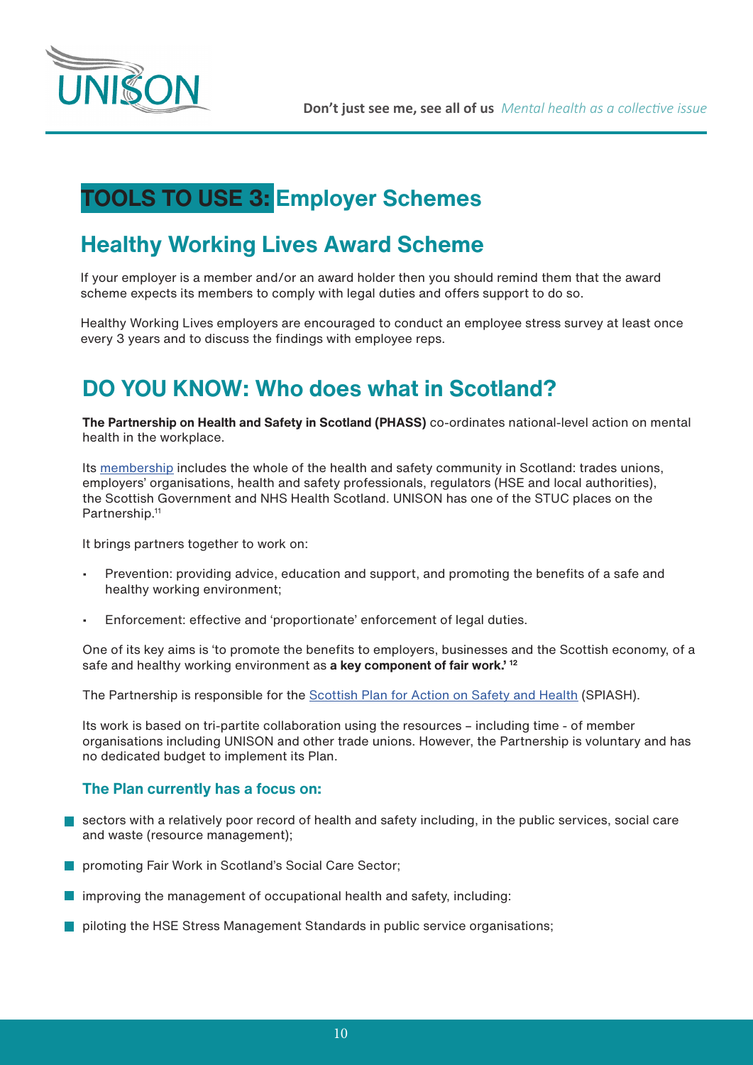# TOOLS TO USE 3: Employer Schemes

## Healthy Working Lives Award Scheme

If your employer is a member and/or an award holder then you should remind them that the award scheme expects its members to comply with legal duties and offers support to do so.

Healthy Working Lives employers are encouraged to conduct an employee stress survey at least once every 3 years and to discuss the findings with employee reps.

## DO YOU KNOW: Who does what in Scotland?

**The Partnership on Health and Safety in Scotland (PHASS)** co-ordinates national-level action on mental health in the workplace.

Its membership includes the whole of the health and safety community in Scotland: trades unions, employers' organisations, health and safety professionals, regulators (HSE and local authorities), the Scottish Government and NHS Health Scotland. UNISON has one of the STUC places on the Partnership.[11]

It brings partners together to work on:

- Prevention: providing advice, education and support, and promoting the benefits of a safe and healthy working environment;
- Enforcement: effective and 'proportionate' enforcement of legal duties.

One of its key aims is 'to promote the benefits to employers, businesses and the Scottish economy, of a safe and healthy working environment as **a key component of fair work.'** [12]

The Partnership is responsible for the Scottish Plan for Action on Safety and Health (SPIASH).

Its work is based on tri-partite collaboration using the resources – including time - of member organisations including UNISON and other trade unions. However, the Partnership is voluntary and has no dedicated budget to implement its Plan.

### The Plan currently has a focus on:

- sectors with a relatively poor record of health and safety including, in the public services, social care and waste (resource management);
- promoting Fair Work in Scotland's Social Care Sector;
- improving the management of occupational health and safety, including:
- piloting the HSE Stress Management Standards in public service organisations;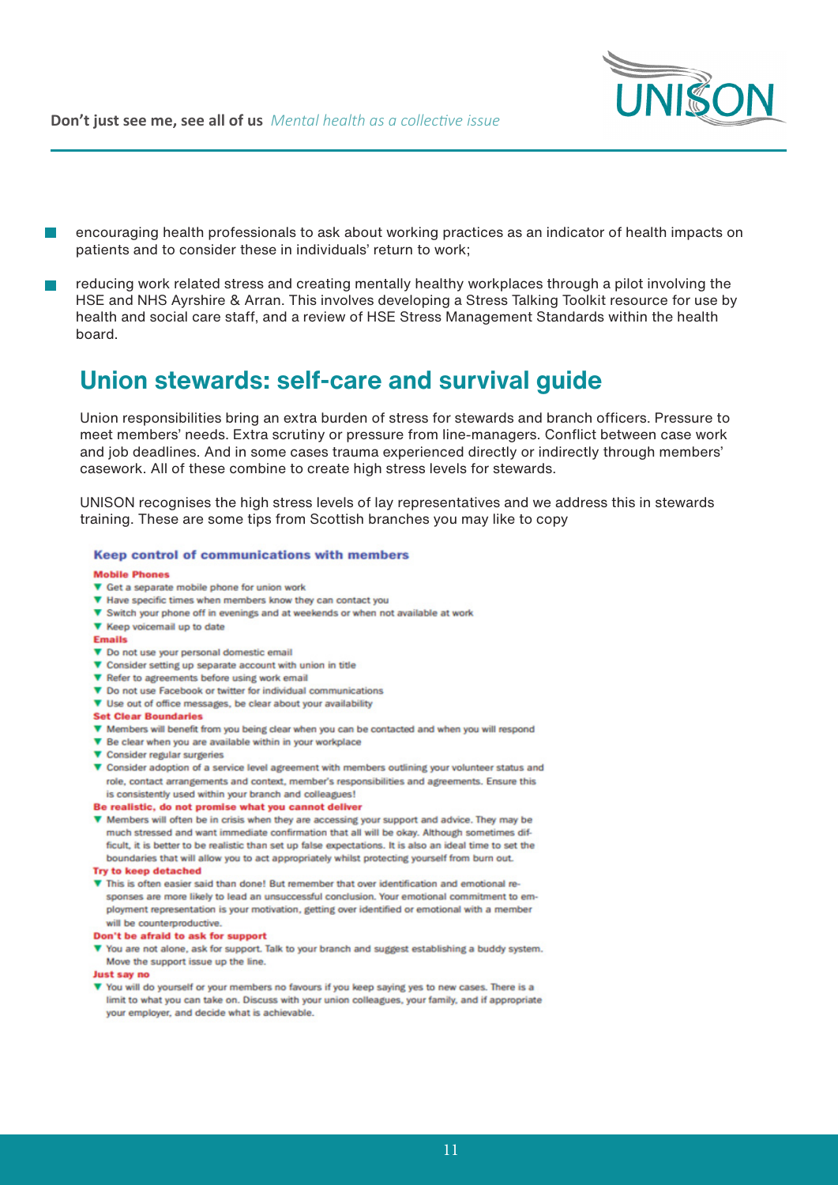- encouraging health professionals to ask about working practices as an indicator of health impacts on patients and to consider these in individuals' return to work;
- reducing work related stress and creating mentally healthy workplaces through a pilot involving the HSE and NHS Ayrshire & Arran. This involves developing a Stress Talking Toolkit resource for use by health and social care staff, and a review of HSE Stress Management Standards within the health board.

## Union stewards: self-care and survival guide

Union responsibilities bring an extra burden of stress for stewards and branch officers. Pressure to meet members' needs. Extra scrutiny or pressure from line-managers. Conflict between case work and job deadlines. And in some cases trauma experienced directly or indirectly through members' casework. All of these combine to create high stress levels for stewards.

UNISON recognises the high stress levels of lay representatives and we address this in stewards training. These are some tips from Scottish branches you may like to copy

### Keep control of communications with members

**Mobile Phones**

- Get a separate mobile phone for union work
- Have specific times when members know they can contact you
- Switch your phone off in evenings and at weekends or when not available at work
- Keep voicemail up to date

**Emails**

- Do not use your personal domestic email
- Consider setting up separate account with union in title
- Refer to agreements before using work email
- Do not use Facebook or twitter for individual communications
- Use out of office messages, be clear about your availability

**Set Clear Boundaries**

- Members will benefit from you being clear when you can be contacted and when you will respond
- Be clear when you are available within in your workplace
- Consider regular surgeries
- Consider adoption of a service level agreement with members outlining your volunteer status and role, contact arrangements and context, member's responsibilities and agreements. Ensure this is consistently used within your branch and colleagues!

**Be realistic, do not promise what you cannot deliver**

- Members will often be in crisis when they are accessing your support and advice. They may be much stressed and want immediate confirmation that all will be okay. Although sometimes difficult, it is better to be realistic than set up false expectations. It is also an ideal time to set the boundaries that will allow you to act appropriately whilst protecting yourself from burn out.

**Try to keep detached**

- This is often easier said than done! But remember that over identification and emotional responses are more likely to lead an unsuccessful conclusion. Your emotional commitment to employment representation is your motivation, getting over identified or emotional with a member will be counterproductive.

**Don't be afraid to ask for support**

- You are not alone, ask for support. Talk to your branch and suggest establishing a buddy system. Move the support issue up the line.

**Just say no**

- You will do yourself or your members no favours if you keep saying yes to new cases. There is a limit to what you can take on. Discuss with your union colleagues, your family, and if appropriate your employer, and decide what is achievable.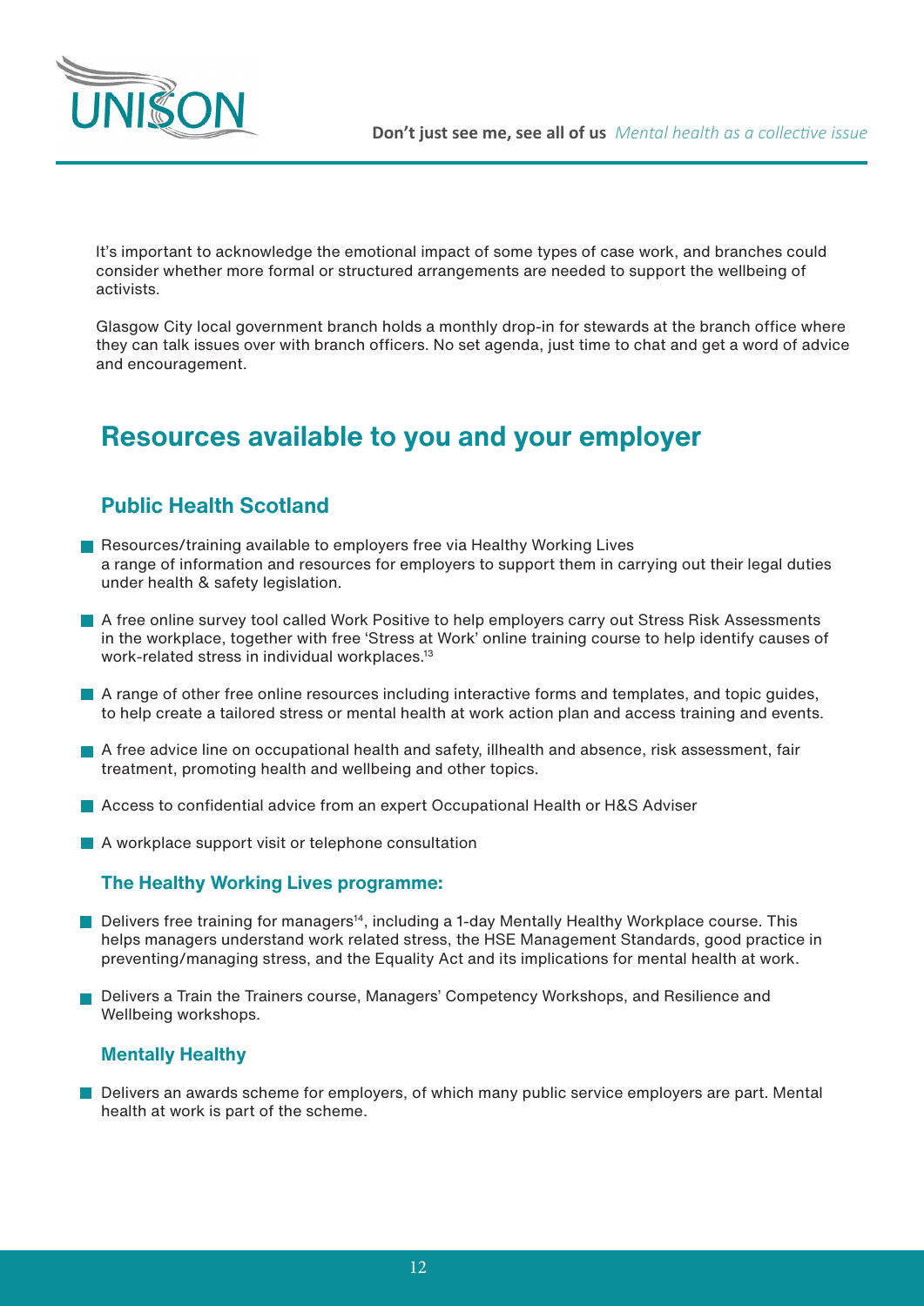It's important to acknowledge the emotional impact of some types of case work, and branches could consider whether more formal or structured arrangements are needed to support the wellbeing of activists.

Glasgow City local government branch holds a monthly drop-in for stewards at the branch office where they can talk issues over with branch officers. No set agenda, just time to chat and get a word of advice and encouragement.

## Resources available to you and your employer

### Public Health Scotland

- Resources/training available to employers free via Healthy Working Lives
  a range of information and resources for employers to support them in carrying out their legal duties under health & safety legislation.
- A free online survey tool called Work Positive to help employers carry out Stress Risk Assessments in the workplace, together with free 'Stress at Work' online training course to help identify causes of work-related stress in individual workplaces.[13]
- A range of other free online resources including interactive forms and templates, and topic guides, to help create a tailored stress or mental health at work action plan and access training and events.
- A free advice line on occupational health and safety, illhealth and absence, risk assessment, fair treatment, promoting health and wellbeing and other topics.
- Access to confidential advice from an expert Occupational Health or H&S Adviser
- A workplace support visit or telephone consultation

#### The Healthy Working Lives programme:

- Delivers free training for managers[14], including a 1-day Mentally Healthy Workplace course. This helps managers understand work related stress, the HSE Management Standards, good practice in preventing/managing stress, and the Equality Act and its implications for mental health at work.
- Delivers a Train the Trainers course, Managers' Competency Workshops, and Resilience and Wellbeing workshops.

#### Mentally Healthy

- Delivers an awards scheme for employers, of which many public service employers are part. Mental health at work is part of the scheme.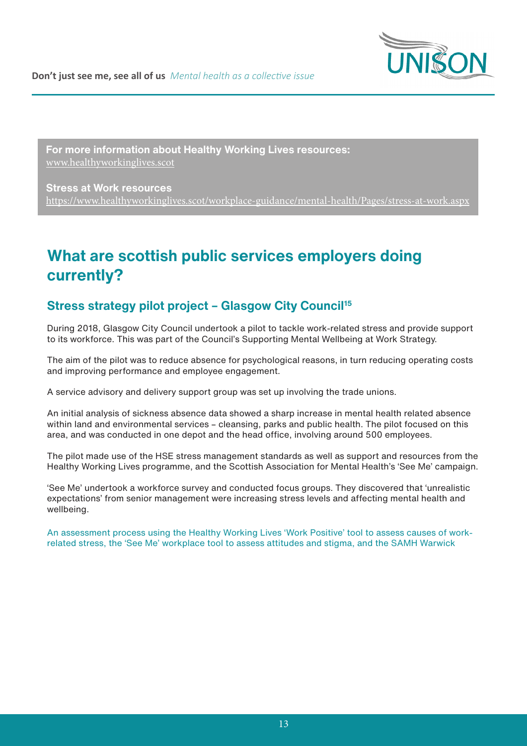**For more information about Healthy Working Lives resources:**
www.healthyworkinglives.scot

**Stress at Work resources**
https://www.healthyworkinglives.scot/workplace-guidance/mental-health/Pages/stress-at-work.aspx

## What are scottish public services employers doing currently?

### Stress strategy pilot project – Glasgow City Council[15]

During 2018, Glasgow City Council undertook a pilot to tackle work-related stress and provide support to its workforce. This was part of the Council's Supporting Mental Wellbeing at Work Strategy.

The aim of the pilot was to reduce absence for psychological reasons, in turn reducing operating costs and improving performance and employee engagement.

A service advisory and delivery support group was set up involving the trade unions.

An initial analysis of sickness absence data showed a sharp increase in mental health related absence within land and environmental services – cleansing, parks and public health. The pilot focused on this area, and was conducted in one depot and the head office, involving around 500 employees.

The pilot made use of the HSE stress management standards as well as support and resources from the Healthy Working Lives programme, and the Scottish Association for Mental Health's 'See Me' campaign.

'See Me' undertook a workforce survey and conducted focus groups. They discovered that 'unrealistic expectations' from senior management were increasing stress levels and affecting mental health and wellbeing.

An assessment process using the Healthy Working Lives 'Work Positive' tool to assess causes of work-related stress, the 'See Me' workplace tool to assess attitudes and stigma, and the SAMH Warwick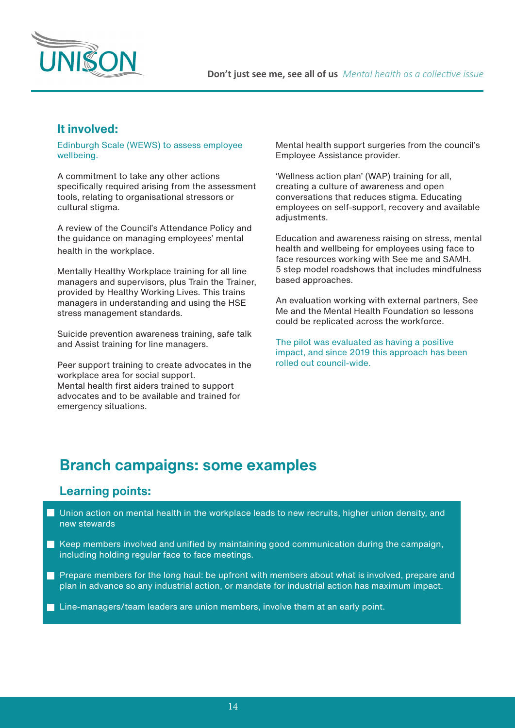### It involved:

Edinburgh Scale (WEWS) to assess employee wellbeing.

A commitment to take any other actions specifically required arising from the assessment tools, relating to organisational stressors or cultural stigma.

A review of the Council's Attendance Policy and the guidance on managing employees' mental health in the workplace.

Mentally Healthy Workplace training for all line managers and supervisors, plus Train the Trainer, provided by Healthy Working Lives. This trains managers in understanding and using the HSE stress management standards.

Suicide prevention awareness training, safe talk and Assist training for line managers.

Peer support training to create advocates in the workplace area for social support.
Mental health first aiders trained to support advocates and to be available and trained for emergency situations.

Mental health support surgeries from the council's Employee Assistance provider.

'Wellness action plan' (WAP) training for all, creating a culture of awareness and open conversations that reduces stigma. Educating employees on self-support, recovery and available adjustments.

Education and awareness raising on stress, mental health and wellbeing for employees using face to face resources working with See me and SAMH.
5 step model roadshows that includes mindfulness based approaches.

An evaluation working with external partners, See Me and the Mental Health Foundation so lessons could be replicated across the workforce.

The pilot was evaluated as having a positive impact, and since 2019 this approach has been rolled out council-wide.

## Branch campaigns: some examples

### Learning points:

- Union action on mental health in the workplace leads to new recruits, higher union density, and new stewards
- Keep members involved and unified by maintaining good communication during the campaign, including holding regular face to face meetings.
- Prepare members for the long haul: be upfront with members about what is involved, prepare and plan in advance so any industrial action, or mandate for industrial action has maximum impact.
- Line-managers/team leaders are union members, involve them at an early point.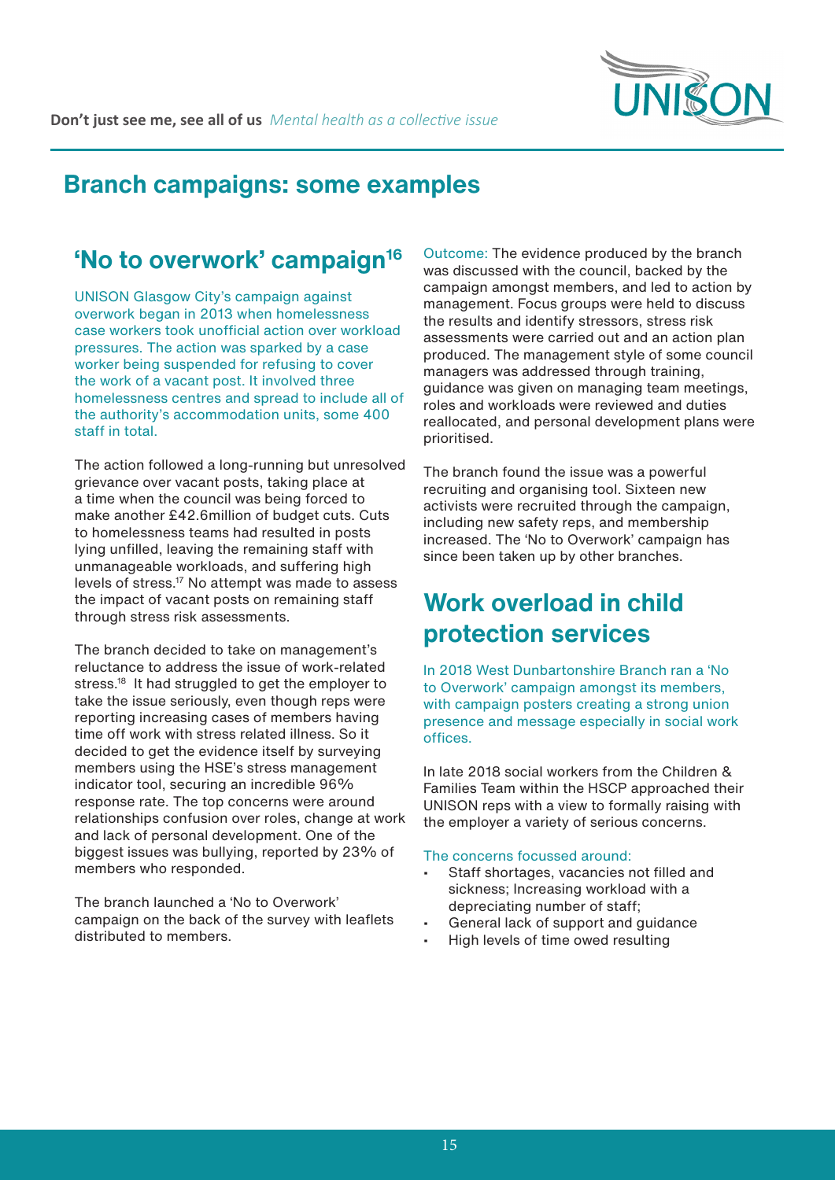## Branch campaigns: some examples

### 'No to overwork' campaign[16]

UNISON Glasgow City's campaign against overwork began in 2013 when homelessness case workers took unofficial action over workload pressures. The action was sparked by a case worker being suspended for refusing to cover the work of a vacant post. It involved three homelessness centres and spread to include all of the authority's accommodation units, some 400 staff in total.

The action followed a long-running but unresolved grievance over vacant posts, taking place at a time when the council was being forced to make another £42.6million of budget cuts. Cuts to homelessness teams had resulted in posts lying unfilled, leaving the remaining staff with unmanageable workloads, and suffering high levels of stress.[17] No attempt was made to assess the impact of vacant posts on remaining staff through stress risk assessments.

The branch decided to take on management's reluctance to address the issue of work-related stress.[18] It had struggled to get the employer to take the issue seriously, even though reps were reporting increasing cases of members having time off work with stress related illness. So it decided to get the evidence itself by surveying members using the HSE's stress management indicator tool, securing an incredible 96% response rate. The top concerns were around relationships confusion over roles, change at work and lack of personal development. One of the biggest issues was bullying, reported by 23% of members who responded.

The branch launched a 'No to Overwork' campaign on the back of the survey with leaflets distributed to members.

Outcome: The evidence produced by the branch was discussed with the council, backed by the campaign amongst members, and led to action by management. Focus groups were held to discuss the results and identify stressors, stress risk assessments were carried out and an action plan produced. The management style of some council managers was addressed through training, guidance was given on managing team meetings, roles and workloads were reviewed and duties reallocated, and personal development plans were prioritised.

The branch found the issue was a powerful recruiting and organising tool. Sixteen new activists were recruited through the campaign, including new safety reps, and membership increased. The 'No to Overwork' campaign has since been taken up by other branches.

### Work overload in child protection services

In 2018 West Dunbartonshire Branch ran a 'No to Overwork' campaign amongst its members, with campaign posters creating a strong union presence and message especially in social work offices.

In late 2018 social workers from the Children & Families Team within the HSCP approached their UNISON reps with a view to formally raising with the employer a variety of serious concerns.

The concerns focussed around:

- Staff shortages, vacancies not filled and sickness; Increasing workload with a depreciating number of staff;
- General lack of support and guidance
- High levels of time owed resulting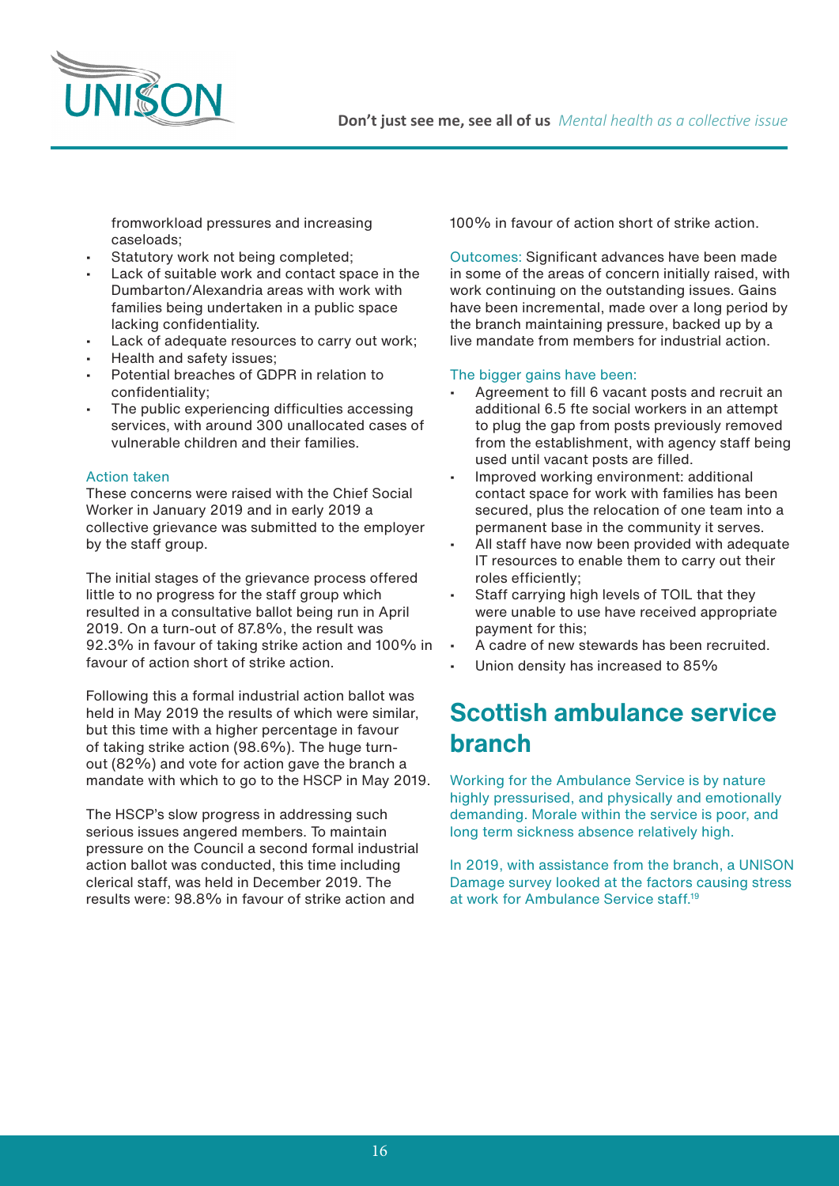fromworkload pressures and increasing caseloads;

- Statutory work not being completed;
- Lack of suitable work and contact space in the Dumbarton/Alexandria areas with work with families being undertaken in a public space lacking confidentiality.
- Lack of adequate resources to carry out work;
- Health and safety issues;
- Potential breaches of GDPR in relation to confidentiality;
- The public experiencing difficulties accessing services, with around 300 unallocated cases of vulnerable children and their families.

Action taken

These concerns were raised with the Chief Social Worker in January 2019 and in early 2019 a collective grievance was submitted to the employer by the staff group.

The initial stages of the grievance process offered little to no progress for the staff group which resulted in a consultative ballot being run in April 2019. On a turn-out of 87.8%, the result was 92.3% in favour of taking strike action and 100% in favour of action short of strike action.

Following this a formal industrial action ballot was held in May 2019 the results of which were similar, but this time with a higher percentage in favour of taking strike action (98.6%). The huge turn-out (82%) and vote for action gave the branch a mandate with which to go to the HSCP in May 2019.

The HSCP's slow progress in addressing such serious issues angered members. To maintain pressure on the Council a second formal industrial action ballot was conducted, this time including clerical staff, was held in December 2019. The results were: 98.8% in favour of strike action and 100% in favour of action short of strike action.

Outcomes: Significant advances have been made in some of the areas of concern initially raised, with work continuing on the outstanding issues. Gains have been incremental, made over a long period by the branch maintaining pressure, backed up by a live mandate from members for industrial action.

The bigger gains have been:

- Agreement to fill 6 vacant posts and recruit an additional 6.5 fte social workers in an attempt to plug the gap from posts previously removed from the establishment, with agency staff being used until vacant posts are filled.
- Improved working environment: additional contact space for work with families has been secured, plus the relocation of one team into a permanent base in the community it serves.
- All staff have now been provided with adequate IT resources to enable them to carry out their roles efficiently;
- Staff carrying high levels of TOIL that they were unable to use have received appropriate payment for this;
- A cadre of new stewards has been recruited.
- Union density has increased to 85%

## Scottish ambulance service branch

Working for the Ambulance Service is by nature highly pressurised, and physically and emotionally demanding. Morale within the service is poor, and long term sickness absence relatively high.

In 2019, with assistance from the branch, a UNISON Damage survey looked at the factors causing stress at work for Ambulance Service staff.[19]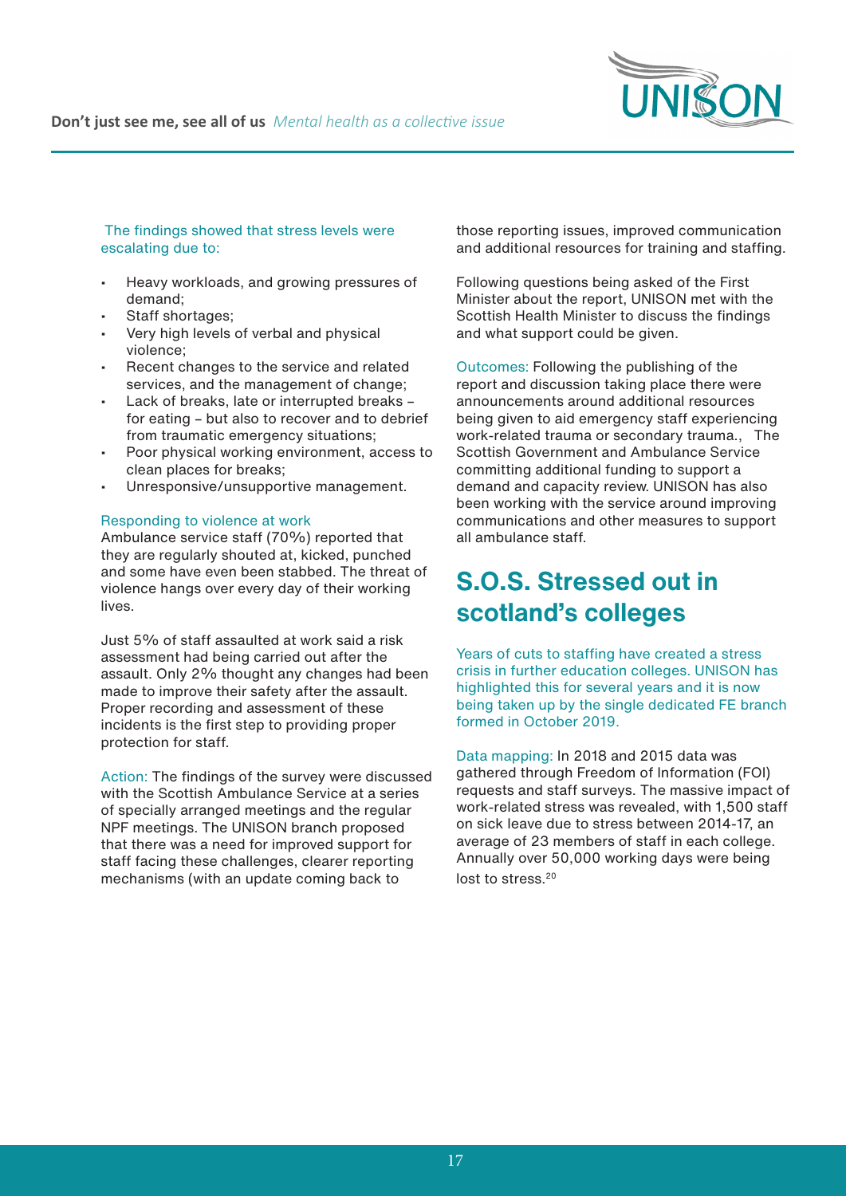The findings showed that stress levels were escalating due to:

- Heavy workloads, and growing pressures of demand;
- Staff shortages;
- Very high levels of verbal and physical violence;
- Recent changes to the service and related services, and the management of change;
- Lack of breaks, late or interrupted breaks – for eating – but also to recover and to debrief from traumatic emergency situations;
- Poor physical working environment, access to clean places for breaks;
- Unresponsive/unsupportive management.

Responding to violence at work
Ambulance service staff (70%) reported that they are regularly shouted at, kicked, punched and some have even been stabbed. The threat of violence hangs over every day of their working lives.

Just 5% of staff assaulted at work said a risk assessment had being carried out after the assault. Only 2% thought any changes had been made to improve their safety after the assault. Proper recording and assessment of these incidents is the first step to providing proper protection for staff.

Action: The findings of the survey were discussed with the Scottish Ambulance Service at a series of specially arranged meetings and the regular NPF meetings. The UNISON branch proposed that there was a need for improved support for staff facing these challenges, clearer reporting mechanisms (with an update coming back to those reporting issues, improved communication and additional resources for training and staffing.

Following questions being asked of the First Minister about the report, UNISON met with the Scottish Health Minister to discuss the findings and what support could be given.

Outcomes: Following the publishing of the report and discussion taking place there were announcements around additional resources being given to aid emergency staff experiencing work-related trauma or secondary trauma., The Scottish Government and Ambulance Service committing additional funding to support a demand and capacity review. UNISON has also been working with the service around improving communications and other measures to support all ambulance staff.

## S.O.S. Stressed out in scotland's colleges

Years of cuts to staffing have created a stress crisis in further education colleges. UNISON has highlighted this for several years and it is now being taken up by the single dedicated FE branch formed in October 2019.

Data mapping: In 2018 and 2015 data was gathered through Freedom of Information (FOI) requests and staff surveys. The massive impact of work-related stress was revealed, with 1,500 staff on sick leave due to stress between 2014-17, an average of 23 members of staff in each college. Annually over 50,000 working days were being lost to stress.[20]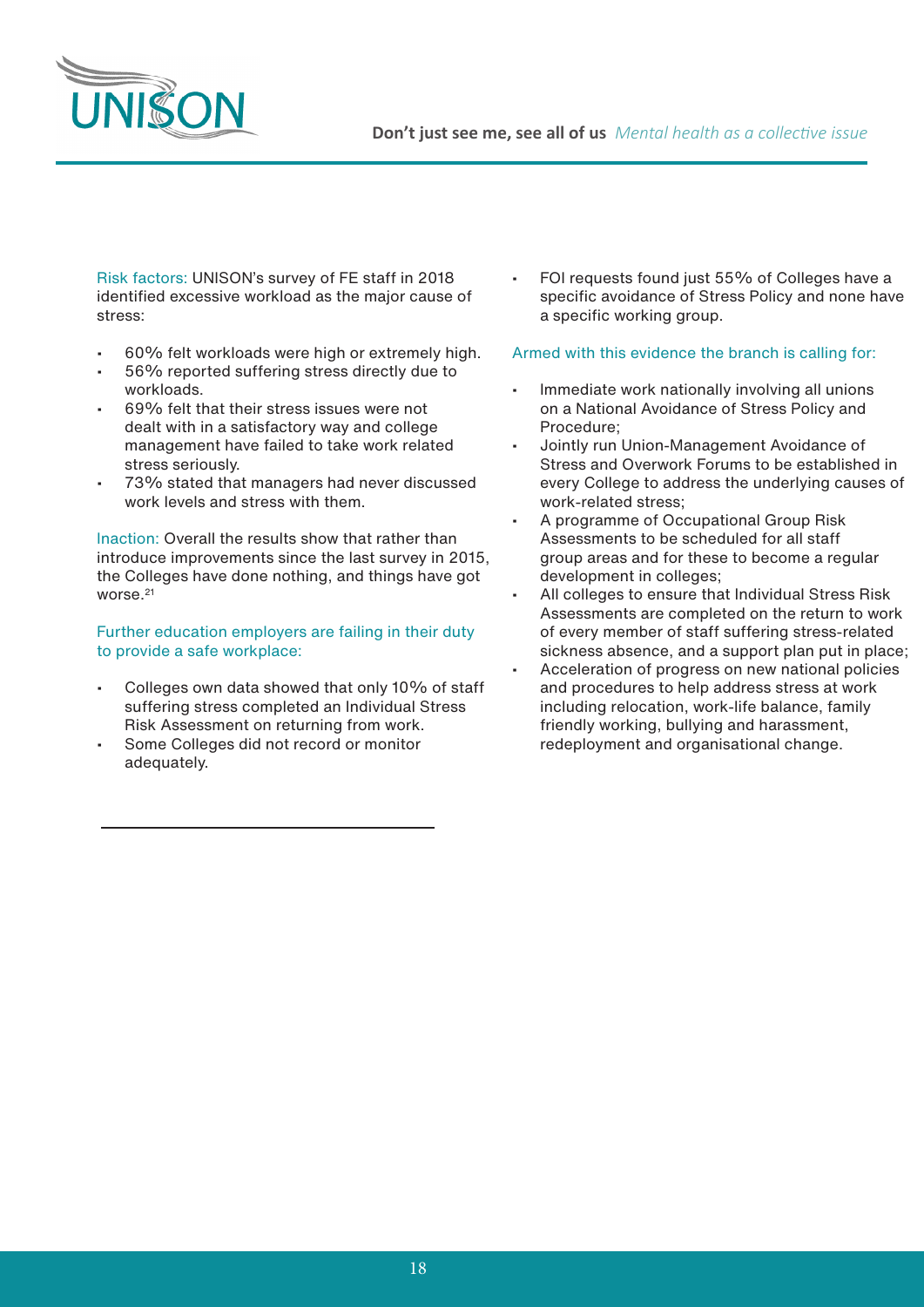Risk factors: UNISON's survey of FE staff in 2018 identified excessive workload as the major cause of stress:

- 60% felt workloads were high or extremely high.
- 56% reported suffering stress directly due to workloads.
- 69% felt that their stress issues were not dealt with in a satisfactory way and college management have failed to take work related stress seriously.
- 73% stated that managers had never discussed work levels and stress with them.

Inaction: Overall the results show that rather than introduce improvements since the last survey in 2015, the Colleges have done nothing, and things have got worse.[21]

Further education employers are failing in their duty to provide a safe workplace:

- Colleges own data showed that only 10% of staff suffering stress completed an Individual Stress Risk Assessment on returning from work.
- Some Colleges did not record or monitor adequately.
- FOI requests found just 55% of Colleges have a specific avoidance of Stress Policy and none have a specific working group.

Armed with this evidence the branch is calling for:

- Immediate work nationally involving all unions on a National Avoidance of Stress Policy and Procedure;
- Jointly run Union-Management Avoidance of Stress and Overwork Forums to be established in every College to address the underlying causes of work-related stress;
- A programme of Occupational Group Risk Assessments to be scheduled for all staff group areas and for these to become a regular development in colleges;
- All colleges to ensure that Individual Stress Risk Assessments are completed on the return to work of every member of staff suffering stress-related sickness absence, and a support plan put in place;
- Acceleration of progress on new national policies and procedures to help address stress at work including relocation, work-life balance, family friendly working, bullying and harassment, redeployment and organisational change.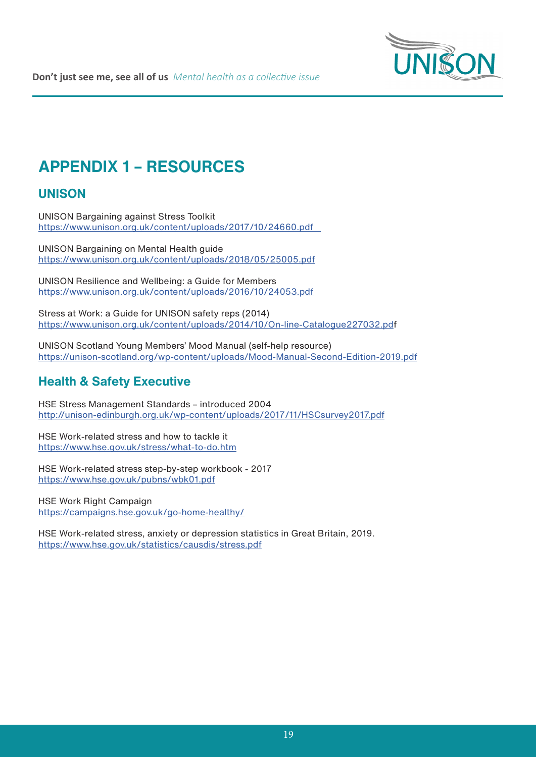# APPENDIX 1 – RESOURCES

## UNISON

UNISON Bargaining against Stress Toolkit
https://www.unison.org.uk/content/uploads/2017/10/24660.pdf

UNISON Bargaining on Mental Health guide
https://www.unison.org.uk/content/uploads/2018/05/25005.pdf

UNISON Resilience and Wellbeing: a Guide for Members
https://www.unison.org.uk/content/uploads/2016/10/24053.pdf

Stress at Work: a Guide for UNISON safety reps (2014)
https://www.unison.org.uk/content/uploads/2014/10/On-line-Catalogue227032.pdf

UNISON Scotland Young Members' Mood Manual (self-help resource)
https://unison-scotland.org/wp-content/uploads/Mood-Manual-Second-Edition-2019.pdf

## Health & Safety Executive

HSE Stress Management Standards – introduced 2004
http://unison-edinburgh.org.uk/wp-content/uploads/2017/11/HSCsurvey2017.pdf

HSE Work-related stress and how to tackle it
https://www.hse.gov.uk/stress/what-to-do.htm

HSE Work-related stress step-by-step workbook - 2017
https://www.hse.gov.uk/pubns/wbk01.pdf

HSE Work Right Campaign
https://campaigns.hse.gov.uk/go-home-healthy/

HSE Work-related stress, anxiety or depression statistics in Great Britain, 2019.
https://www.hse.gov.uk/statistics/causdis/stress.pdf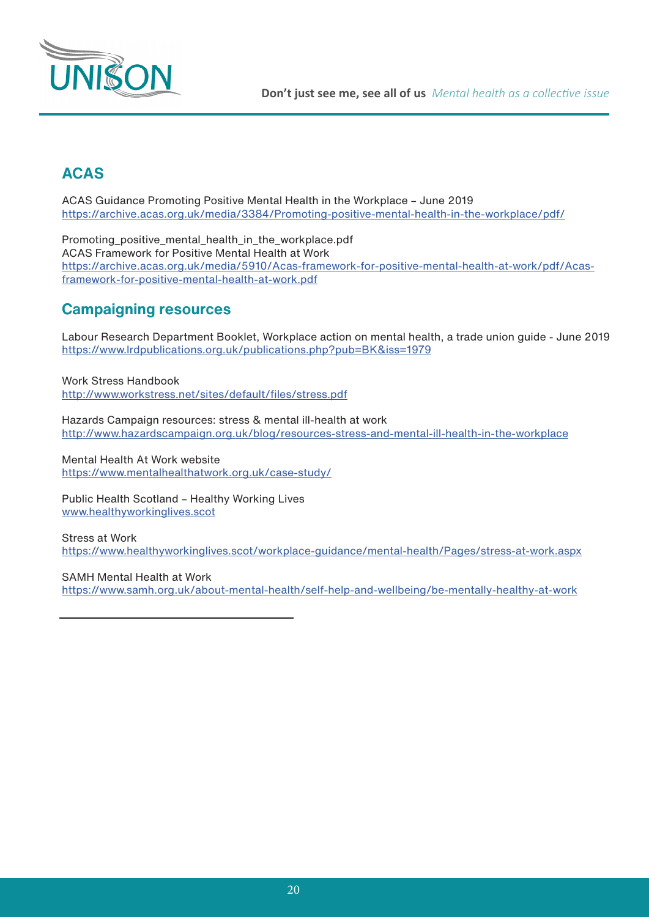## ACAS

ACAS Guidance Promoting Positive Mental Health in the Workplace – June 2019
https://archive.acas.org.uk/media/3384/Promoting-positive-mental-health-in-the-workplace/pdf/

Promoting_positive_mental_health_in_the_workplace.pdf
ACAS Framework for Positive Mental Health at Work
https://archive.acas.org.uk/media/5910/Acas-framework-for-positive-mental-health-at-work/pdf/Acas-framework-for-positive-mental-health-at-work.pdf

## Campaigning resources

Labour Research Department Booklet, Workplace action on mental health, a trade union guide - June 2019
https://www.lrdpublications.org.uk/publications.php?pub=BK&iss=1979

Work Stress Handbook
http://www.workstress.net/sites/default/files/stress.pdf

Hazards Campaign resources: stress & mental ill-health at work
http://www.hazardscampaign.org.uk/blog/resources-stress-and-mental-ill-health-in-the-workplace

Mental Health At Work website
https://www.mentalhealthatwork.org.uk/case-study/

Public Health Scotland – Healthy Working Lives
www.healthyworkinglives.scot

Stress at Work
https://www.healthyworkinglives.scot/workplace-guidance/mental-health/Pages/stress-at-work.aspx

SAMH Mental Health at Work
https://www.samh.org.uk/about-mental-health/self-help-and-wellbeing/be-mentally-healthy-at-work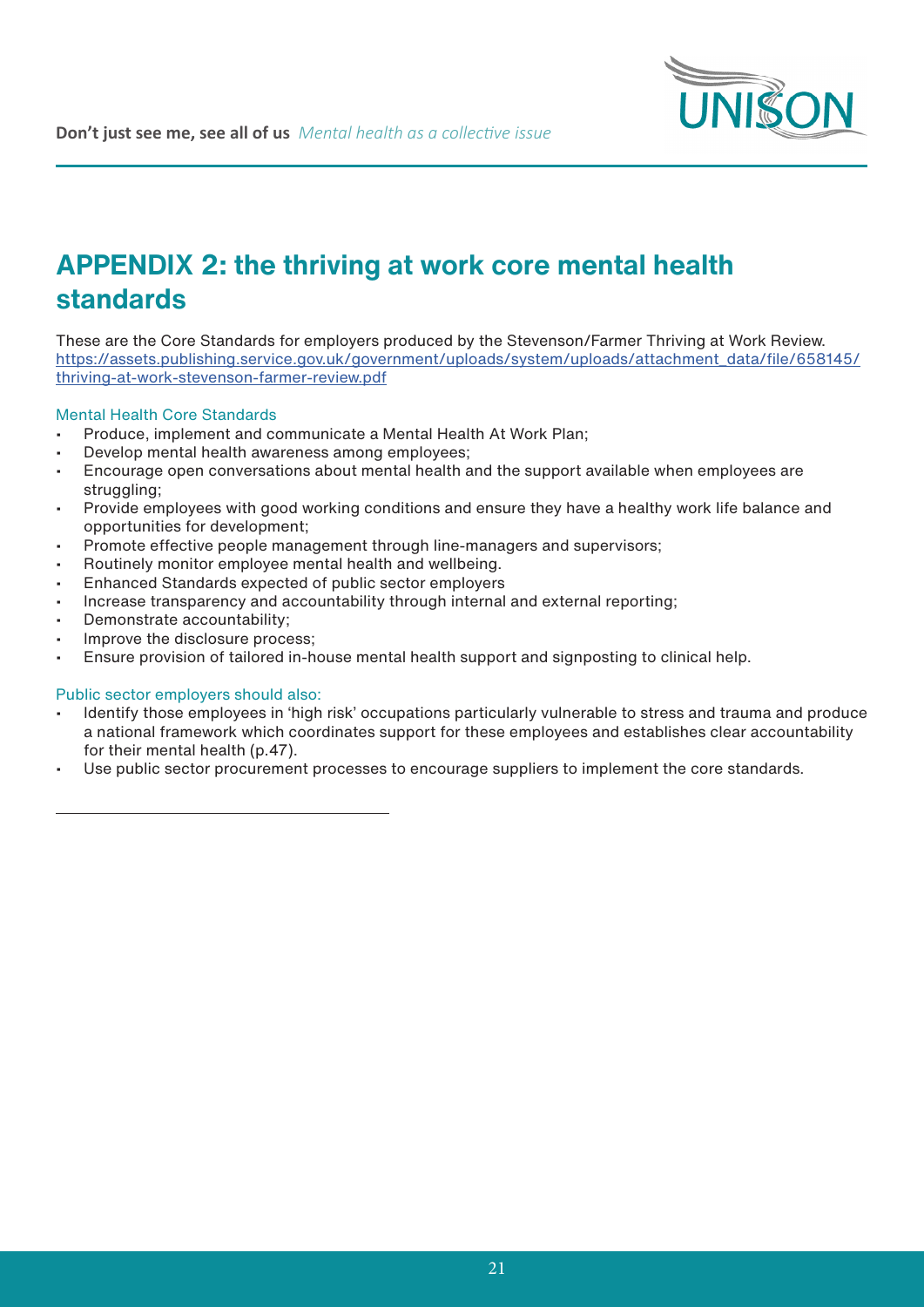# APPENDIX 2: the thriving at work core mental health standards

These are the Core Standards for employers produced by the Stevenson/Farmer Thriving at Work Review. https://assets.publishing.service.gov.uk/government/uploads/system/uploads/attachment_data/file/658145/thriving-at-work-stevenson-farmer-review.pdf

### Mental Health Core Standards

- Produce, implement and communicate a Mental Health At Work Plan;
- Develop mental health awareness among employees;
- Encourage open conversations about mental health and the support available when employees are struggling;
- Provide employees with good working conditions and ensure they have a healthy work life balance and opportunities for development;
- Promote effective people management through line-managers and supervisors;
- Routinely monitor employee mental health and wellbeing.
- Enhanced Standards expected of public sector employers
- Increase transparency and accountability through internal and external reporting;
- Demonstrate accountability;
- Improve the disclosure process;
- Ensure provision of tailored in-house mental health support and signposting to clinical help.

### Public sector employers should also:

- Identify those employees in 'high risk' occupations particularly vulnerable to stress and trauma and produce a national framework which coordinates support for these employees and establishes clear accountability for their mental health (p.47).
- Use public sector procurement processes to encourage suppliers to implement the core standards.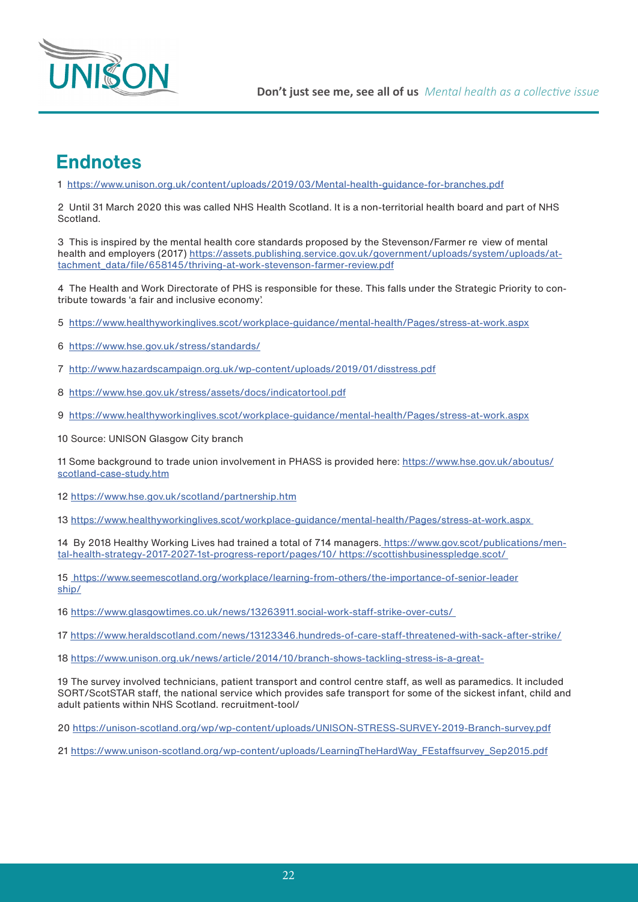# Endnotes

1 https://www.unison.org.uk/content/uploads/2019/03/Mental-health-guidance-for-branches.pdf

2 Until 31 March 2020 this was called NHS Health Scotland. It is a non-territorial health board and part of NHS Scotland.

3 This is inspired by the mental health core standards proposed by the Stevenson/Farmer re view of mental health and employers (2017) https://assets.publishing.service.gov.uk/government/uploads/system/uploads/attachment_data/file/658145/thriving-at-work-stevenson-farmer-review.pdf

4 The Health and Work Directorate of PHS is responsible for these. This falls under the Strategic Priority to contribute towards 'a fair and inclusive economy'.

5 https://www.healthyworkinglives.scot/workplace-guidance/mental-health/Pages/stress-at-work.aspx

6 https://www.hse.gov.uk/stress/standards/

7 http://www.hazardscampaign.org.uk/wp-content/uploads/2019/01/disstress.pdf

8 https://www.hse.gov.uk/stress/assets/docs/indicatortool.pdf

9 https://www.healthyworkinglives.scot/workplace-guidance/mental-health/Pages/stress-at-work.aspx

10 Source: UNISON Glasgow City branch

11 Some background to trade union involvement in PHASS is provided here: https://www.hse.gov.uk/aboutus/scotland-case-study.htm

12 https://www.hse.gov.uk/scotland/partnership.htm

13 https://www.healthyworkinglives.scot/workplace-guidance/mental-health/Pages/stress-at-work.aspx

14 By 2018 Healthy Working Lives had trained a total of 714 managers. https://www.gov.scot/publications/mental-health-strategy-2017-2027-1st-progress-report/pages/10/ https://scottishbusinesspledge.scot/

15 https://www.seemescotland.org/workplace/learning-from-others/the-importance-of-senior-leadership/

16 https://www.glasgowtimes.co.uk/news/13263911.social-work-staff-strike-over-cuts/

17 https://www.heraldscotland.com/news/13123346.hundreds-of-care-staff-threatened-with-sack-after-strike/

18 https://www.unison.org.uk/news/article/2014/10/branch-shows-tackling-stress-is-a-great-

19 The survey involved technicians, patient transport and control centre staff, as well as paramedics. It included SORT/ScotSTAR staff, the national service which provides safe transport for some of the sickest infant, child and adult patients within NHS Scotland. recruitment-tool/

20 https://unison-scotland.org/wp/wp-content/uploads/UNISON-STRESS-SURVEY-2019-Branch-survey.pdf

21 https://www.unison-scotland.org/wp-content/uploads/LearningTheHardWay_FEstaffsurvey_Sep2015.pdf